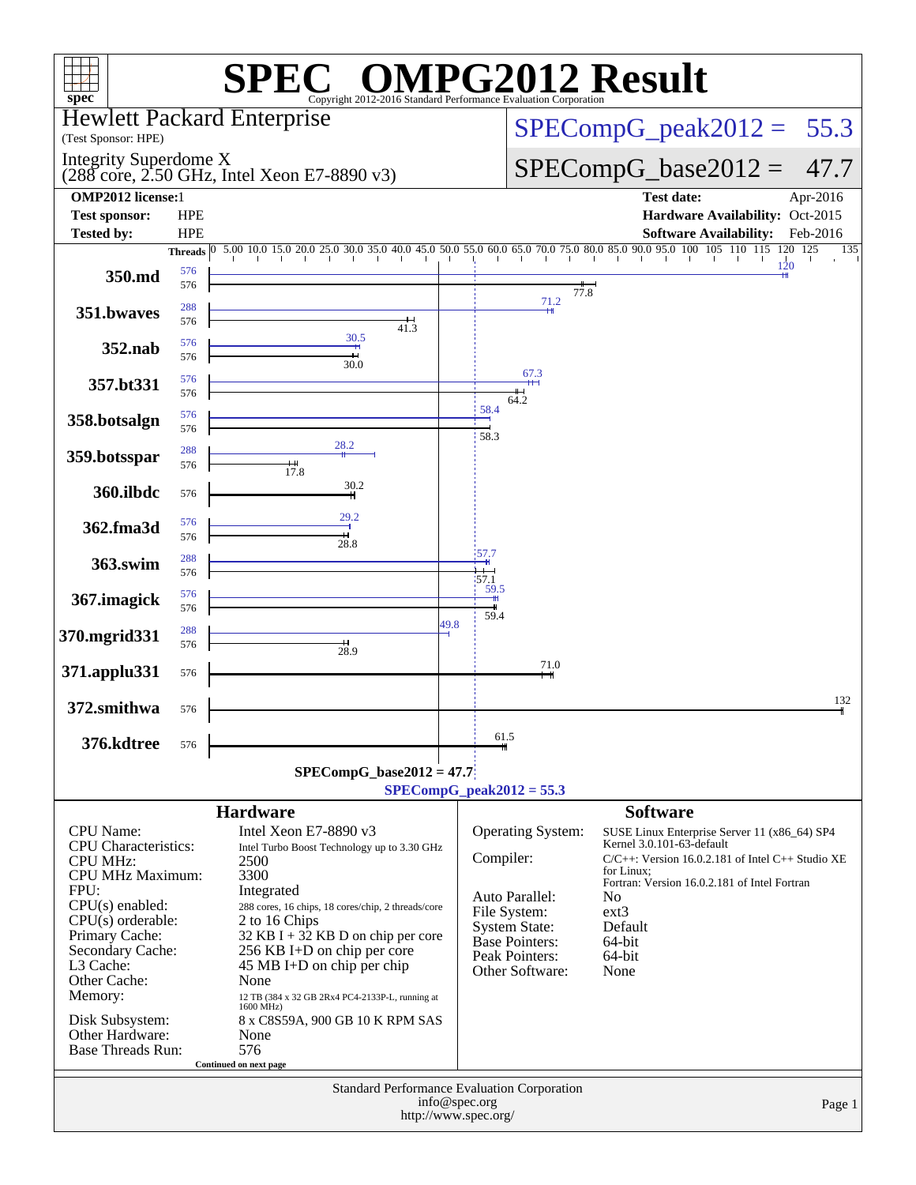# SPEC OMPG2012 Result

Copyright 2012-2016 Standard Performance Evaluation Corporation

**Hewlett Packard Enterprise**
(Test Sponsor: HPE)

**Integrity Superdome X**
(288 core, 2.50 GHz, Intel Xeon E7-8890 v3)

SPECompG_peak2012 = 55.3

SPECompG_base2012 = 47.7

| | | | |
|---|---|---|---|
| **OMP2012 license:** | 1 | **Test date:** | Apr-2016 |
| **Test sponsor:** | HPE | **Hardware Availability:** | Oct-2015 |
| **Tested by:** | HPE | **Software Availability:** | Feb-2016 |

| Benchmark | Peak Threads | Base Threads | Peak Ratio | Base Ratio |
|---|---|---|---|---|
| 350.md | 576 | 576 | 120 | 77.8 |
| 351.bwaves | 288 | 576 | 71.2 | 41.3 |
| 352.nab | 576 | 576 | 30.5 | 30.0 |
| 357.bt331 | 576 | 576 | 67.3 | 64.2 |
| 358.botsalgn | 576 | 576 | 58.4 | 58.3 |
| 359.botsspar | 288 | 576 | 28.2 | 17.8 |
| 360.ilbdc | | 576 | | 30.2 |
| 362.fma3d | 576 | 576 | 29.2 | 28.8 |
| 363.swim | 288 | 576 | 57.7 | 57.1 |
| 367.imagick | 576 | 576 | 59.5 | 59.4 |
| 370.mgrid331 | 288 | 576 | 49.8 | 28.9 |
| 371.applu331 | | 576 | | 71.0 |
| 372.smithwa | | 576 | | 132 |
| 376.kdtree | | 576 | | 61.5 |

SPECompG_base2012 = 47.7

SPECompG_peak2012 = 55.3

## Hardware

| | |
|---|---|
| CPU Name: | Intel Xeon E7-8890 v3 |
| CPU Characteristics: | Intel Turbo Boost Technology up to 3.30 GHz |
| CPU MHz: | 2500 |
| CPU MHz Maximum: | 3300 |
| FPU: | Integrated |
| CPU(s) enabled: | 288 cores, 16 chips, 18 cores/chip, 2 threads/core |
| CPU(s) orderable: | 2 to 16 Chips |
| Primary Cache: | 32 KB I + 32 KB D on chip per core |
| Secondary Cache: | 256 KB I+D on chip per core |
| L3 Cache: | 45 MB I+D on chip per chip |
| Other Cache: | None |
| Memory: | 12 TB (384 x 32 GB 2Rx4 PC4-2133P-L, running at 1600 MHz) |
| Disk Subsystem: | 8 x C8S59A, 900 GB 10 K RPM SAS |
| Other Hardware: | None |
| Base Threads Run: | 576 |

Continued on next page

## Software

| | |
|---|---|
| Operating System: | SUSE Linux Enterprise Server 11 (x86_64) SP4 Kernel 3.0.101-63-default |
| Compiler: | C/C++: Version 16.0.2.181 of Intel C++ Studio XE for Linux; Fortran: Version 16.0.2.181 of Intel Fortran |
| Auto Parallel: | No |
| File System: | ext3 |
| System State: | Default |
| Base Pointers: | 64-bit |
| Peak Pointers: | 64-bit |
| Other Software: | None |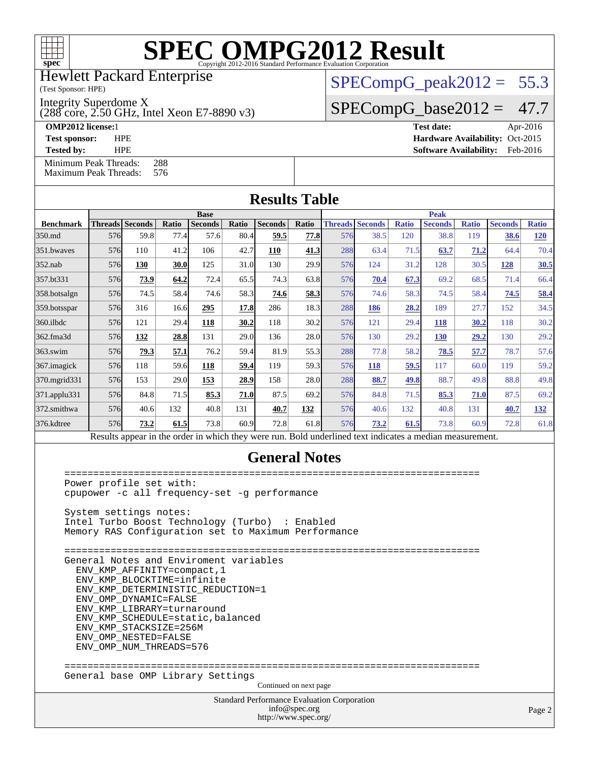# SPEC OMPG2012 Result

Copyright 2012-2016 Standard Performance Evaluation Corporation

**Hewlett Packard Enterprise**
(Test Sponsor: HPE)

Integrity Superdome X
(288 core, 2.50 GHz, Intel Xeon E7-8890 v3)

SPECompG_peak2012 = 55.3

SPECompG_base2012 = 47.7

**OMP2012 license:** 1
**Test sponsor:** HPE
**Tested by:** HPE

**Test date:** Apr-2016
**Hardware Availability:** Oct-2015
**Software Availability:** Feb-2016

Minimum Peak Threads: 288
Maximum Peak Threads: 576

## Results Table

| | Base | | | | | | | Peak | | | | | | |
|---|---|---|---|---|---|---|---|---|---|---|---|---|---|---|
| **Benchmark** | **Threads** | **Seconds** | **Ratio** | **Seconds** | **Ratio** | **Seconds** | **Ratio** | **Threads** | **Seconds** | **Ratio** | **Seconds** | **Ratio** | **Seconds** | **Ratio** |
| 350.md | 576 | 59.8 | 77.4 | 57.6 | 80.4 | **59.5** | **77.8** | 576 | 38.5 | 120 | 38.8 | 119 | **38.6** | **120** |
| 351.bwaves | 576 | 110 | 41.2 | 106 | 42.7 | **110** | **41.3** | 288 | 63.4 | 71.5 | **63.7** | **71.2** | 64.4 | 70.4 |
| 352.nab | 576 | **130** | **30.0** | 125 | 31.0 | 130 | 29.9 | 576 | 124 | 31.2 | 128 | 30.5 | **128** | **30.5** |
| 357.bt331 | 576 | **73.9** | **64.2** | 72.4 | 65.5 | 74.3 | 63.8 | 576 | **70.4** | **67.3** | 69.2 | 68.5 | 71.4 | 66.4 |
| 358.botsalgn | 576 | 74.5 | 58.4 | 74.6 | 58.3 | **74.6** | **58.3** | 576 | 74.6 | 58.3 | 74.5 | 58.4 | **74.5** | **58.4** |
| 359.botsspar | 576 | 316 | 16.6 | **295** | **17.8** | 286 | 18.3 | 288 | **186** | **28.2** | 189 | 27.7 | 152 | 34.5 |
| 360.ilbdc | 576 | 121 | 29.4 | **118** | **30.2** | 118 | 30.2 | 576 | 121 | 29.4 | **118** | **30.2** | 118 | 30.2 |
| 362.fma3d | 576 | **132** | **28.8** | 131 | 29.0 | 136 | 28.0 | 576 | 130 | 29.2 | **130** | **29.2** | 130 | 29.2 |
| 363.swim | 576 | **79.3** | **57.1** | 76.2 | 59.4 | 81.9 | 55.3 | 288 | 77.8 | 58.2 | **78.5** | **57.7** | 78.7 | 57.6 |
| 367.imagick | 576 | 118 | 59.6 | **118** | **59.4** | 119 | 59.3 | 576 | **118** | **59.5** | 117 | 60.0 | 119 | 59.2 |
| 370.mgrid331 | 576 | 153 | 29.0 | **153** | **28.9** | 158 | 28.0 | 288 | **88.7** | **49.8** | 88.7 | 49.8 | 88.8 | 49.8 |
| 371.applu331 | 576 | 84.8 | 71.5 | **85.3** | **71.0** | 87.5 | 69.2 | 576 | 84.8 | 71.5 | **85.3** | **71.0** | 87.5 | 69.2 |
| 372.smithwa | 576 | 40.6 | 132 | 40.8 | 131 | **40.7** | **132** | 576 | 40.6 | 132 | 40.8 | 131 | **40.7** | **132** |
| 376.kdtree | 576 | **73.2** | **61.5** | 73.8 | 60.9 | 72.8 | 61.8 | 576 | **73.2** | **61.5** | 73.8 | 60.9 | 72.8 | 61.8 |

Results appear in the order in which they were run. Bold underlined text indicates a median measurement.

## General Notes

```
========================================================================
Power profile set with:
cpupower -c all frequency-set -g performance

System settings notes:
Intel Turbo Boost Technology (Turbo)  : Enabled
Memory RAS Configuration set to Maximum Performance

========================================================================
General Notes and Enviroment variables
  ENV_KMP_AFFINITY=compact,1
  ENV_KMP_BLOCKTIME=infinite
  ENV_KMP_DETERMINISTIC_REDUCTION=1
  ENV_OMP_DYNAMIC=FALSE
  ENV_KMP_LIBRARY=turnaround
  ENV_KMP_SCHEDULE=static,balanced
  ENV_KMP_STACKSIZE=256M
  ENV_OMP_NESTED=FALSE
  ENV_OMP_NUM_THREADS=576

========================================================================
General base OMP Library Settings
```

Continued on next page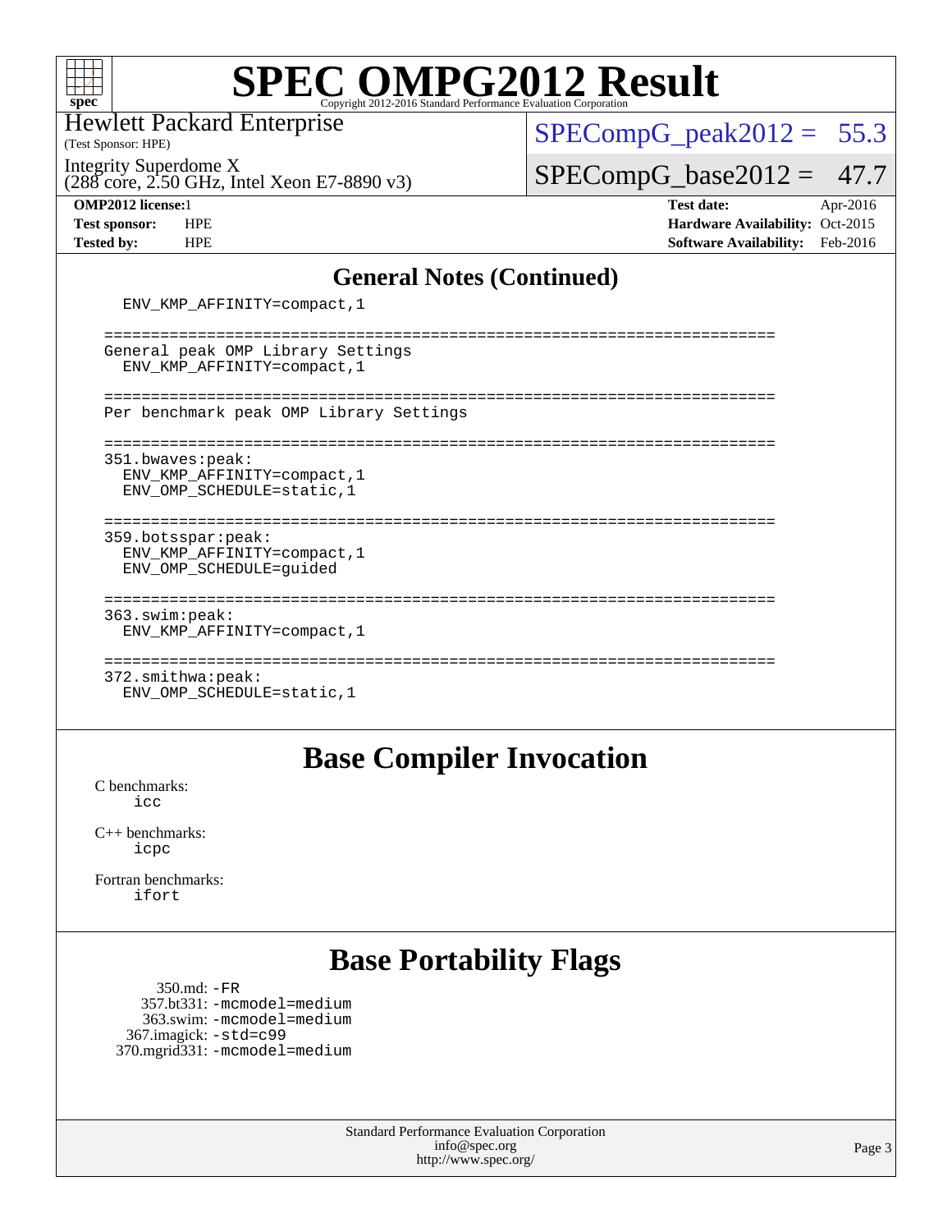# SPEC OMPG2012 Result

Copyright 2012-2016 Standard Performance Evaluation Corporation

Hewlett Packard Enterprise
(Test Sponsor: HPE)

Integrity Superdome X
(288 core, 2.50 GHz, Intel Xeon E7-8890 v3)

SPECompG_peak2012 = 55.3

SPECompG_base2012 = 47.7

**OMP2012 license:** 1
**Test sponsor:** HPE
**Tested by:** HPE

**Test date:** Apr-2016
**Hardware Availability:** Oct-2015
**Software Availability:** Feb-2016

## General Notes (Continued)

```
  ENV_KMP_AFFINITY=compact,1

========================================================================
General peak OMP Library Settings
  ENV_KMP_AFFINITY=compact,1

========================================================================
Per benchmark peak OMP Library Settings

========================================================================
351.bwaves:peak:
  ENV_KMP_AFFINITY=compact,1
  ENV_OMP_SCHEDULE=static,1

========================================================================
359.botsspar:peak:
  ENV_KMP_AFFINITY=compact,1
  ENV_OMP_SCHEDULE=guided

========================================================================
363.swim:peak:
  ENV_KMP_AFFINITY=compact,1

========================================================================
372.smithwa:peak:
  ENV_OMP_SCHEDULE=static,1
```

## Base Compiler Invocation

C benchmarks:
icc

C++ benchmarks:
icpc

Fortran benchmarks:
ifort

## Base Portability Flags

350.md: -FR
357.bt331: -mcmodel=medium
363.swim: -mcmodel=medium
367.imagick: -std=c99
370.mgrid331: -mcmodel=medium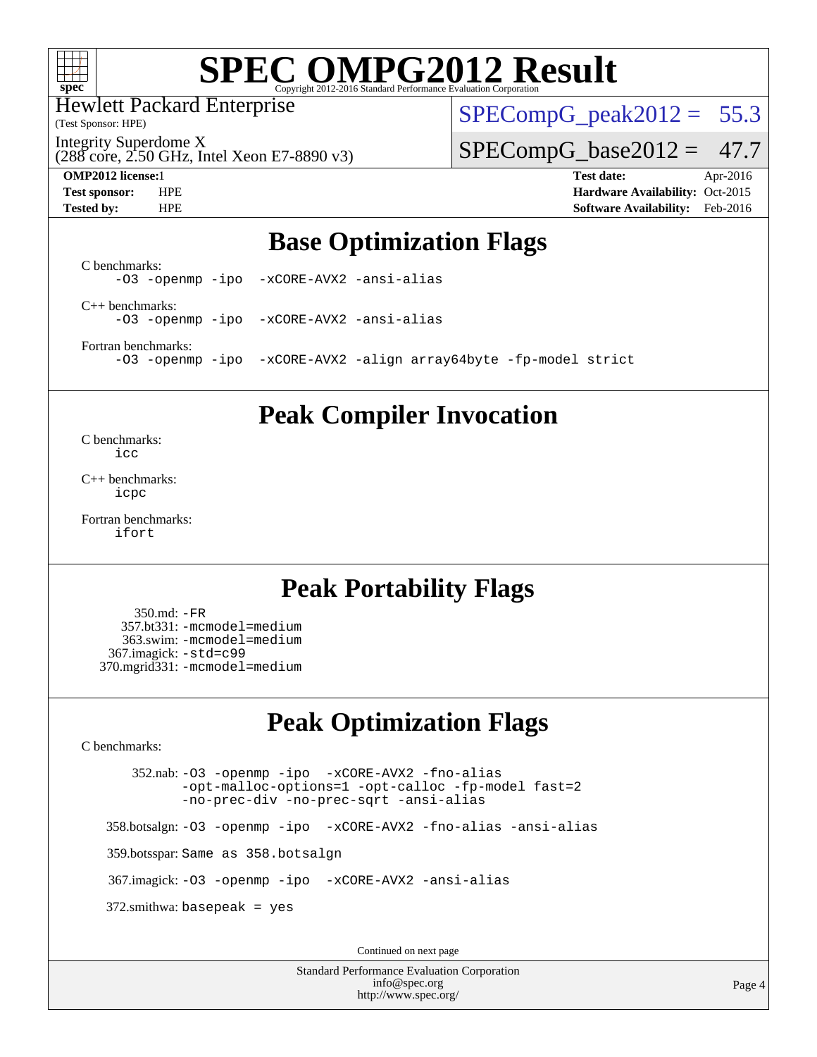# SPEC OMPG2012 Result

Copyright 2012-2016 Standard Performance Evaluation Corporation

Hewlett Packard Enterprise
(Test Sponsor: HPE)

Integrity Superdome X
(288 core, 2.50 GHz, Intel Xeon E7-8890 v3)

SPECompG_peak2012 = 55.3

SPECompG_base2012 = 47.7

**OMP2012 license:** 1
**Test sponsor:** HPE
**Tested by:** HPE

**Test date:** Apr-2016
**Hardware Availability:** Oct-2015
**Software Availability:** Feb-2016

## Base Optimization Flags

C benchmarks:
```
-O3 -openmp -ipo  -xCORE-AVX2 -ansi-alias
```

C++ benchmarks:
```
-O3 -openmp -ipo  -xCORE-AVX2 -ansi-alias
```

Fortran benchmarks:
```
-O3 -openmp -ipo  -xCORE-AVX2 -align array64byte -fp-model strict
```

## Peak Compiler Invocation

C benchmarks:
```
icc
```

C++ benchmarks:
```
icpc
```

Fortran benchmarks:
```
ifort
```

## Peak Portability Flags

350.md: -FR
357.bt331: -mcmodel=medium
363.swim: -mcmodel=medium
367.imagick: -std=c99
370.mgrid331: -mcmodel=medium

## Peak Optimization Flags

C benchmarks:

352.nab: -O3 -openmp -ipo  -xCORE-AVX2 -fno-alias -opt-malloc-options=1 -opt-calloc -fp-model fast=2 -no-prec-div -no-prec-sqrt -ansi-alias

358.botsalgn: -O3 -openmp -ipo  -xCORE-AVX2 -fno-alias -ansi-alias

359.botsspar: Same as 358.botsalgn

367.imagick: -O3 -openmp -ipo  -xCORE-AVX2 -ansi-alias

372.smithwa: basepeak = yes

Continued on next page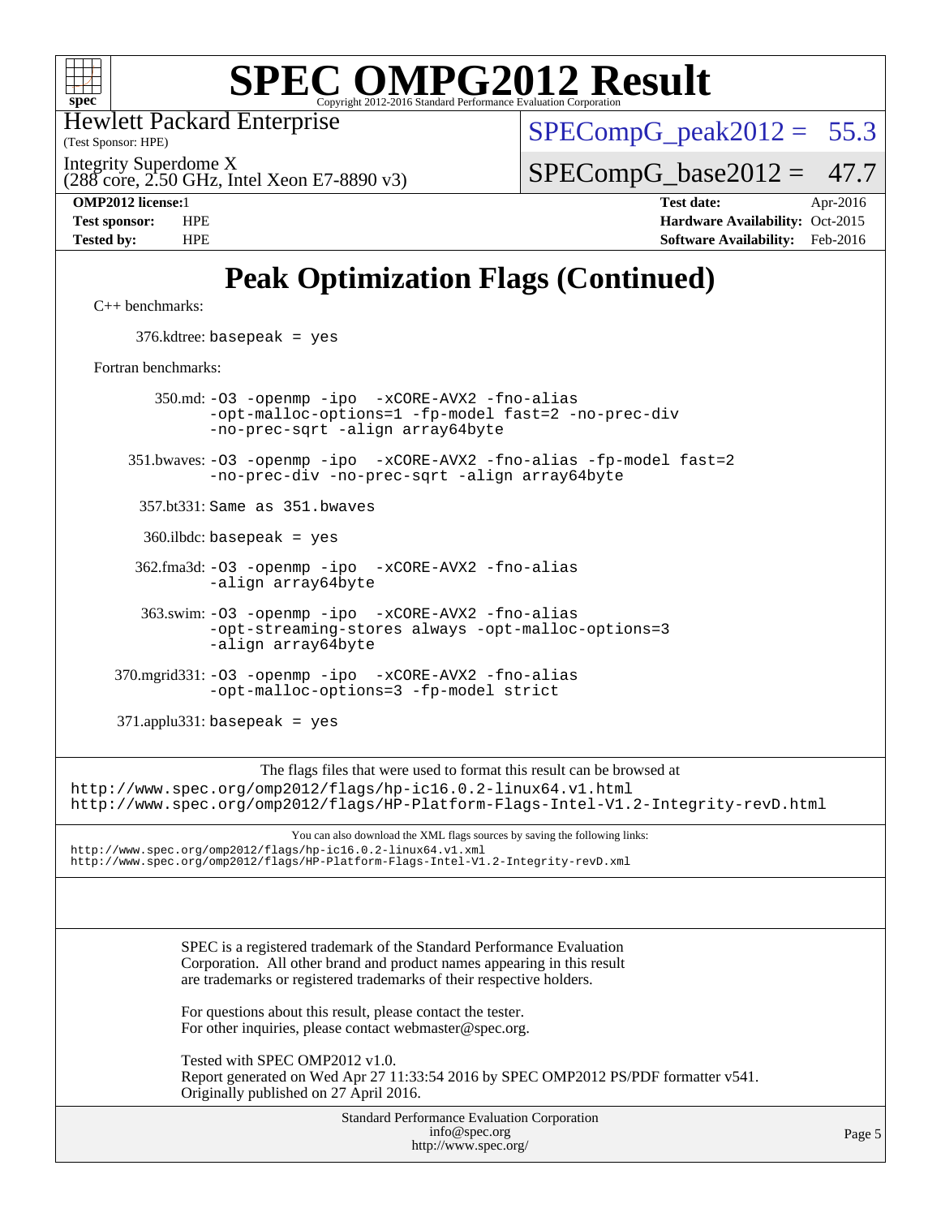# SPEC OMPG2012 Result

Copyright 2012-2016 Standard Performance Evaluation Corporation

Hewlett Packard Enterprise
(Test Sponsor: HPE)

Integrity Superdome X
(288 core, 2.50 GHz, Intel Xeon E7-8890 v3)

SPECompG_peak2012 = 55.3

SPECompG_base2012 = 47.7

**OMP2012 license:** 1
**Test sponsor:** HPE
**Tested by:** HPE

**Test date:** Apr-2016
**Hardware Availability:** Oct-2015
**Software Availability:** Feb-2016

## Peak Optimization Flags (Continued)

C++ benchmarks:

376.kdtree: `basepeak = yes`

Fortran benchmarks:

350.md: `-O3 -openmp -ipo -xCORE-AVX2 -fno-alias -opt-malloc-options=1 -fp-model fast=2 -no-prec-div -no-prec-sqrt -align array64byte`

351.bwaves: `-O3 -openmp -ipo -xCORE-AVX2 -fno-alias -fp-model fast=2 -no-prec-div -no-prec-sqrt -align array64byte`

357.bt331: `Same as 351.bwaves`

360.ilbdc: `basepeak = yes`

362.fma3d: `-O3 -openmp -ipo -xCORE-AVX2 -fno-alias -align array64byte`

363.swim: `-O3 -openmp -ipo -xCORE-AVX2 -fno-alias -opt-streaming-stores always -opt-malloc-options=3 -align array64byte`

370.mgrid331: `-O3 -openmp -ipo -xCORE-AVX2 -fno-alias -opt-malloc-options=3 -fp-model strict`

371.applu331: `basepeak = yes`

The flags files that were used to format this result can be browsed at
http://www.spec.org/omp2012/flags/hp-ic16.0.2-linux64.v1.html
http://www.spec.org/omp2012/flags/HP-Platform-Flags-Intel-V1.2-Integrity-revD.html

You can also download the XML flags sources by saving the following links:
http://www.spec.org/omp2012/flags/hp-ic16.0.2-linux64.v1.xml
http://www.spec.org/omp2012/flags/HP-Platform-Flags-Intel-V1.2-Integrity-revD.xml

SPEC is a registered trademark of the Standard Performance Evaluation Corporation. All other brand and product names appearing in this result are trademarks or registered trademarks of their respective holders.

For questions about this result, please contact the tester.
For other inquiries, please contact webmaster@spec.org.

Tested with SPEC OMP2012 v1.0.
Report generated on Wed Apr 27 11:33:54 2016 by SPEC OMP2012 PS/PDF formatter v541.
Originally published on 27 April 2016.

Standard Performance Evaluation Corporation
info@spec.org
http://www.spec.org/